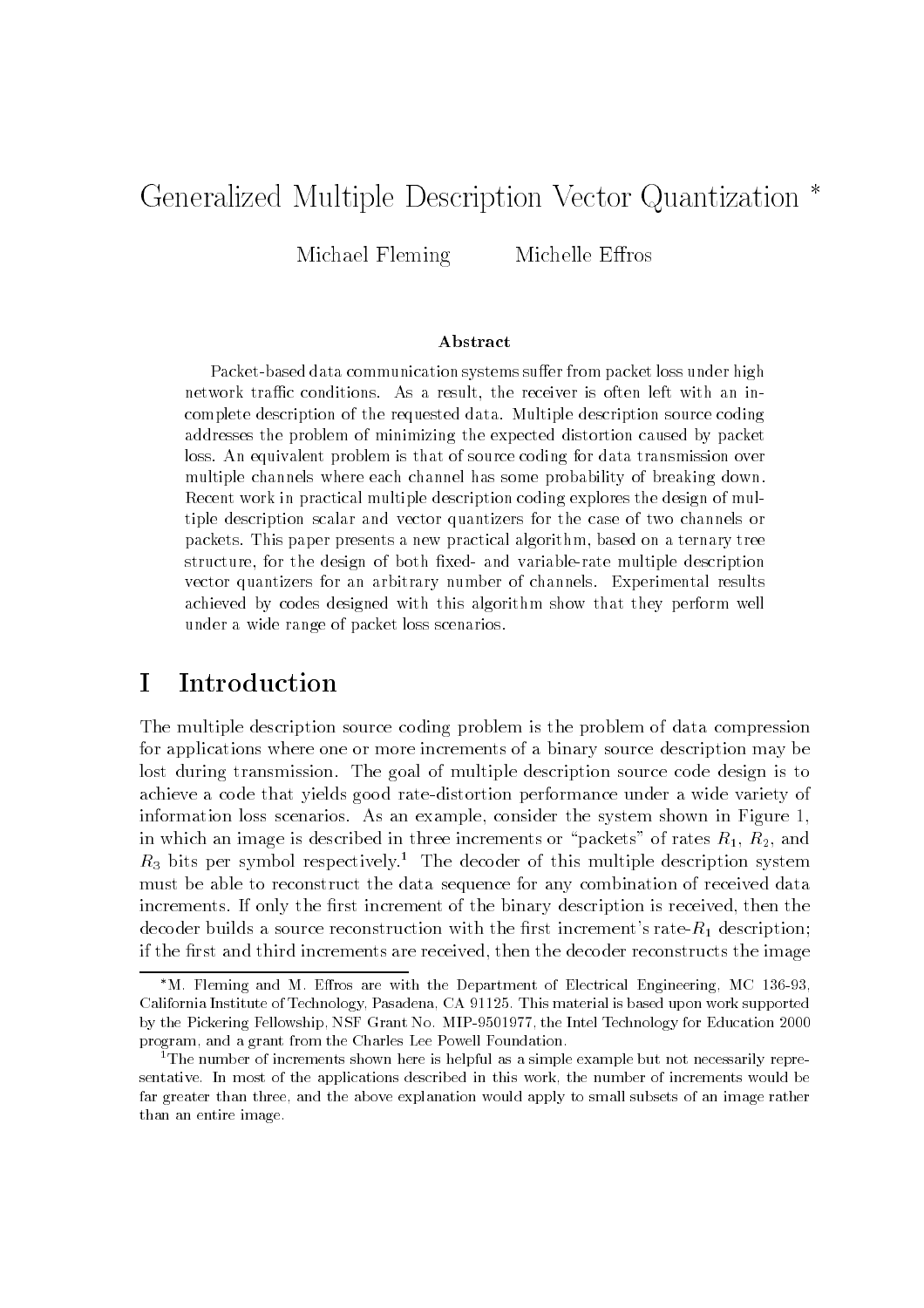# Generalized Multiple Description Vector Quantization *

Michael Fleming    Michelle Effros

### Abstract

Packet-based data communication systems suffer from packet loss under high network traffic conditions. As a result, the receiver is often left with an incomplete description of the requested data. Multiple description source coding addresses the problem of minimizing the expected distortion caused by packet loss. An equivalent problem is that of source coding for data transmission over multiple channels where each channel has some probability of breaking down. Recent work in practical multiple description coding explores the design of multiple description scalar and vector quantizers for the case of two channels or packets. This paper presents a new practical algorithm, based on a ternary tree structure, for the design of both fixed- and variable-rate multiple description vector quantizers for an arbitrary number of channels. Experimental results achieved by codes designed with this algorithm show that they perform well under a wide range of packet loss scenarios.

## I Introduction

The multiple description source coding problem is the problem of data compression for applications where one or more increments of a binary source description may be lost during transmission. The goal of multiple description source code design is to achieve a code that yields good rate-distortion performance under a wide variety of information loss scenarios. As an example, consider the system shown in Figure 1, in which an image is described in three increments or "packets" of rates $R_1$, $R_2$, and $R_3$ bits per symbol respectively.[1] The decoder of this multiple description system must be able to reconstruct the data sequence for any combination of received data increments. If only the first increment of the binary description is received, then the decoder builds a source reconstruction with the first increment's rate-$R_1$ description; if the first and third increments are received, then the decoder reconstructs the image

---

*M. Fleming and M. Effros are with the Department of Electrical Engineering, MC 136-93, California Institute of Technology, Pasadena, CA 91125. This material is based upon work supported by the Pickering Fellowship, NSF Grant No. MIP-9501977, the Intel Technology for Education 2000 program, and a grant from the Charles Lee Powell Foundation.

[1] The number of increments shown here is helpful as a simple example but not necessarily representative. In most of the applications described in this work, the number of increments would be far greater than three, and the above explanation would apply to small subsets of an image rather than an entire image.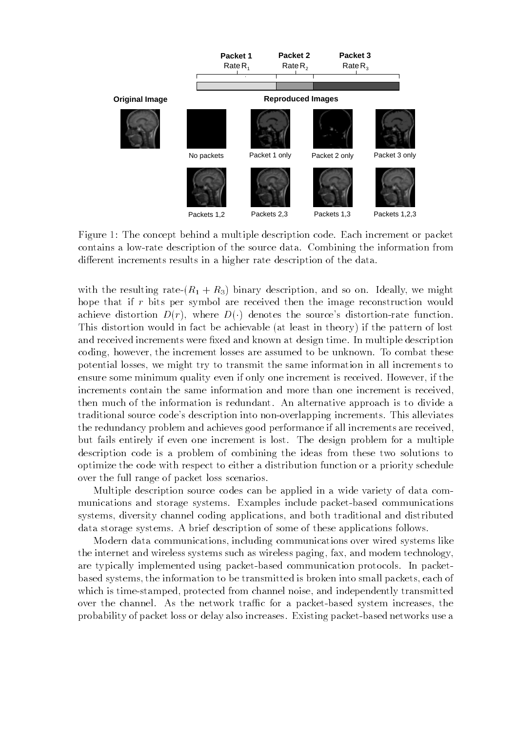Figure 1: The concept behind a multiple description code. Each increment or packet contains a low-rate description of the source data. Combining the information from different increments results in a higher rate description of the data.

with the resulting rate-$(R_1 + R_3)$ binary description, and so on. Ideally, we might hope that if $r$ bits per symbol are received then the image reconstruction would achieve distortion $D(r)$, where $D(\cdot)$ denotes the source's distortion-rate function. This distortion would in fact be achievable (at least in theory) if the pattern of lost and received increments were fixed and known at design time. In multiple description coding, however, the increment losses are assumed to be unknown. To combat these potential losses, we might try to transmit the same information in all increments to ensure some minimum quality even if only one increment is received. However, if the increments contain the same information and more than one increment is received, then much of the information is redundant. An alternative approach is to divide a traditional source code's description into non-overlapping increments. This alleviates the redundancy problem and achieves good performance if all increments are received, but fails entirely if even one increment is lost. The design problem for a multiple description code is a problem of combining the ideas from these two solutions to optimize the code with respect to either a distribution function or a priority schedule over the full range of packet loss scenarios.

Multiple description source codes can be applied in a wide variety of data communications and storage systems. Examples include packet-based communications systems, diversity channel coding applications, and both traditional and distributed data storage systems. A brief description of some of these applications follows.

Modern data communications, including communications over wired systems like the internet and wireless systems such as wireless paging, fax, and modem technology, are typically implemented using packet-based communication protocols. In packet-based systems, the information to be transmitted is broken into small packets, each of which is time-stamped, protected from channel noise, and independently transmitted over the channel. As the network traffic for a packet-based system increases, the probability of packet loss or delay also increases. Existing packet-based networks use a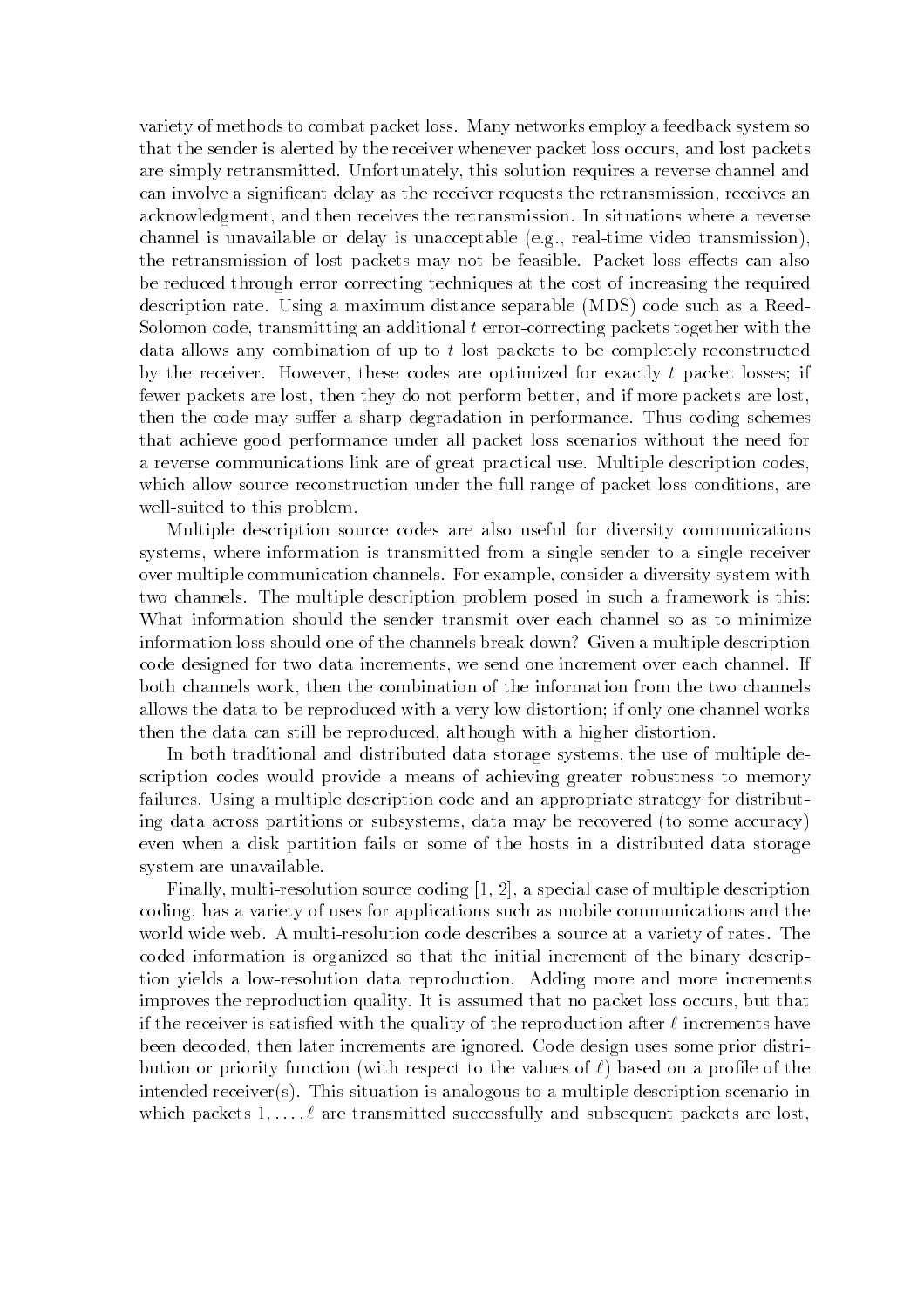variety of methods to combat packet loss. Many networks employ a feedback system so that the sender is alerted by the receiver whenever packet loss occurs, and lost packets are simply retransmitted. Unfortunately, this solution requires a reverse channel and can involve a significant delay as the receiver requests the retransmission, receives an acknowledgment, and then receives the retransmission. In situations where a reverse channel is unavailable or delay is unacceptable (e.g., real-time video transmission), the retransmission of lost packets may not be feasible. Packet loss effects can also be reduced through error correcting techniques at the cost of increasing the required description rate. Using a maximum distance separable (MDS) code such as a Reed-Solomon code, transmitting an additional $t$ error-correcting packets together with the data allows any combination of up to $t$ lost packets to be completely reconstructed by the receiver. However, these codes are optimized for exactly $t$ packet losses; if fewer packets are lost, then they do not perform better, and if more packets are lost, then the code may suffer a sharp degradation in performance. Thus coding schemes that achieve good performance under all packet loss scenarios without the need for a reverse communications link are of great practical use. Multiple description codes, which allow source reconstruction under the full range of packet loss conditions, are well-suited to this problem.

Multiple description source codes are also useful for diversity communications systems, where information is transmitted from a single sender to a single receiver over multiple communication channels. For example, consider a diversity system with two channels. The multiple description problem posed in such a framework is this: What information should the sender transmit over each channel so as to minimize information loss should one of the channels break down? Given a multiple description code designed for two data increments, we send one increment over each channel. If both channels work, then the combination of the information from the two channels allows the data to be reproduced with a very low distortion; if only one channel works then the data can still be reproduced, although with a higher distortion.

In both traditional and distributed data storage systems, the use of multiple description codes would provide a means of achieving greater robustness to memory failures. Using a multiple description code and an appropriate strategy for distributing data across partitions or subsystems, data may be recovered (to some accuracy) even when a disk partition fails or some of the hosts in a distributed data storage system are unavailable.

Finally, multi-resolution source coding [1, 2], a special case of multiple description coding, has a variety of uses for applications such as mobile communications and the world wide web. A multi-resolution code describes a source at a variety of rates. The coded information is organized so that the initial increment of the binary description yields a low-resolution data reproduction. Adding more and more increments improves the reproduction quality. It is assumed that no packet loss occurs, but that if the receiver is satisfied with the quality of the reproduction after $\ell$ increments have been decoded, then later increments are ignored. Code design uses some prior distribution or priority function (with respect to the values of $\ell$) based on a profile of the intended receiver(s). This situation is analogous to a multiple description scenario in which packets $1, \ldots, \ell$ are transmitted successfully and subsequent packets are lost,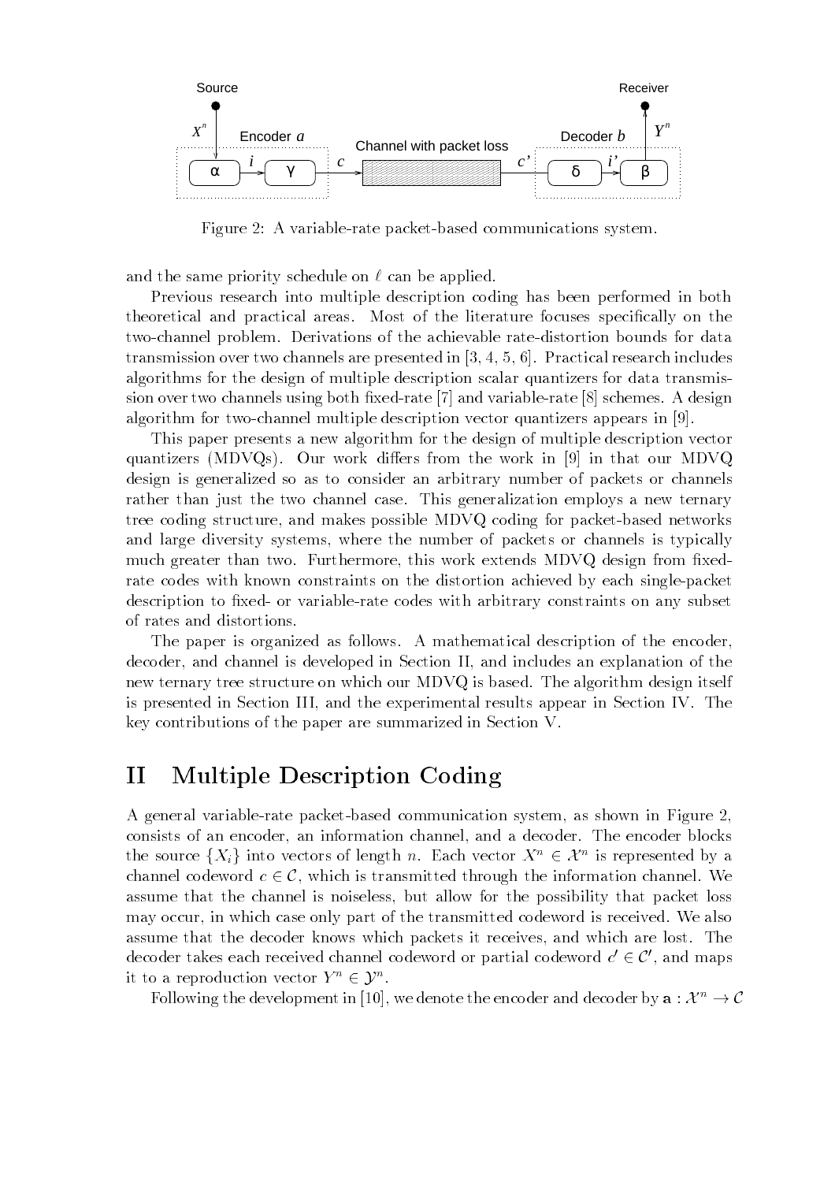Figure 2: A variable-rate packet-based communications system.

and the same priority schedule on $\ell$ can be applied.

Previous research into multiple description coding has been performed in both theoretical and practical areas. Most of the literature focuses specifically on the two-channel problem. Derivations of the achievable rate-distortion bounds for data transmission over two channels are presented in [3, 4, 5, 6]. Practical research includes algorithms for the design of multiple description scalar quantizers for data transmission over two channels using both fixed-rate [7] and variable-rate [8] schemes. A design algorithm for two-channel multiple description vector quantizers appears in [9].

This paper presents a new algorithm for the design of multiple description vector quantizers (MDVQs). Our work differs from the work in [9] in that our MDVQ design is generalized so as to consider an arbitrary number of packets or channels rather than just the two channel case. This generalization employs a new ternary tree coding structure, and makes possible MDVQ coding for packet-based networks and large diversity systems, where the number of packets or channels is typically much greater than two. Furthermore, this work extends MDVQ design from fixed-rate codes with known constraints on the distortion achieved by each single-packet description to fixed- or variable-rate codes with arbitrary constraints on any subset of rates and distortions.

The paper is organized as follows. A mathematical description of the encoder, decoder, and channel is developed in Section II, and includes an explanation of the new ternary tree structure on which our MDVQ is based. The algorithm design itself is presented in Section III, and the experimental results appear in Section IV. The key contributions of the paper are summarized in Section V.

# II Multiple Description Coding

A general variable-rate packet-based communication system, as shown in Figure 2, consists of an encoder, an information channel, and a decoder. The encoder blocks the source $\{X_i\}$ into vectors of length $n$. Each vector $X^n \in \mathcal{X}^n$ is represented by a channel codeword $c \in \mathcal{C}$, which is transmitted through the information channel. We assume that the channel is noiseless, but allow for the possibility that packet loss may occur, in which case only part of the transmitted codeword is received. We also assume that the decoder knows which packets it receives, and which are lost. The decoder takes each received channel codeword or partial codeword $c' \in \mathcal{C}'$, and maps it to a reproduction vector $Y^n \in \mathcal{Y}^n$.

Following the development in [10], we denote the encoder and decoder by $\mathbf{a} : \mathcal{X}^n \rightarrow \mathcal{C}$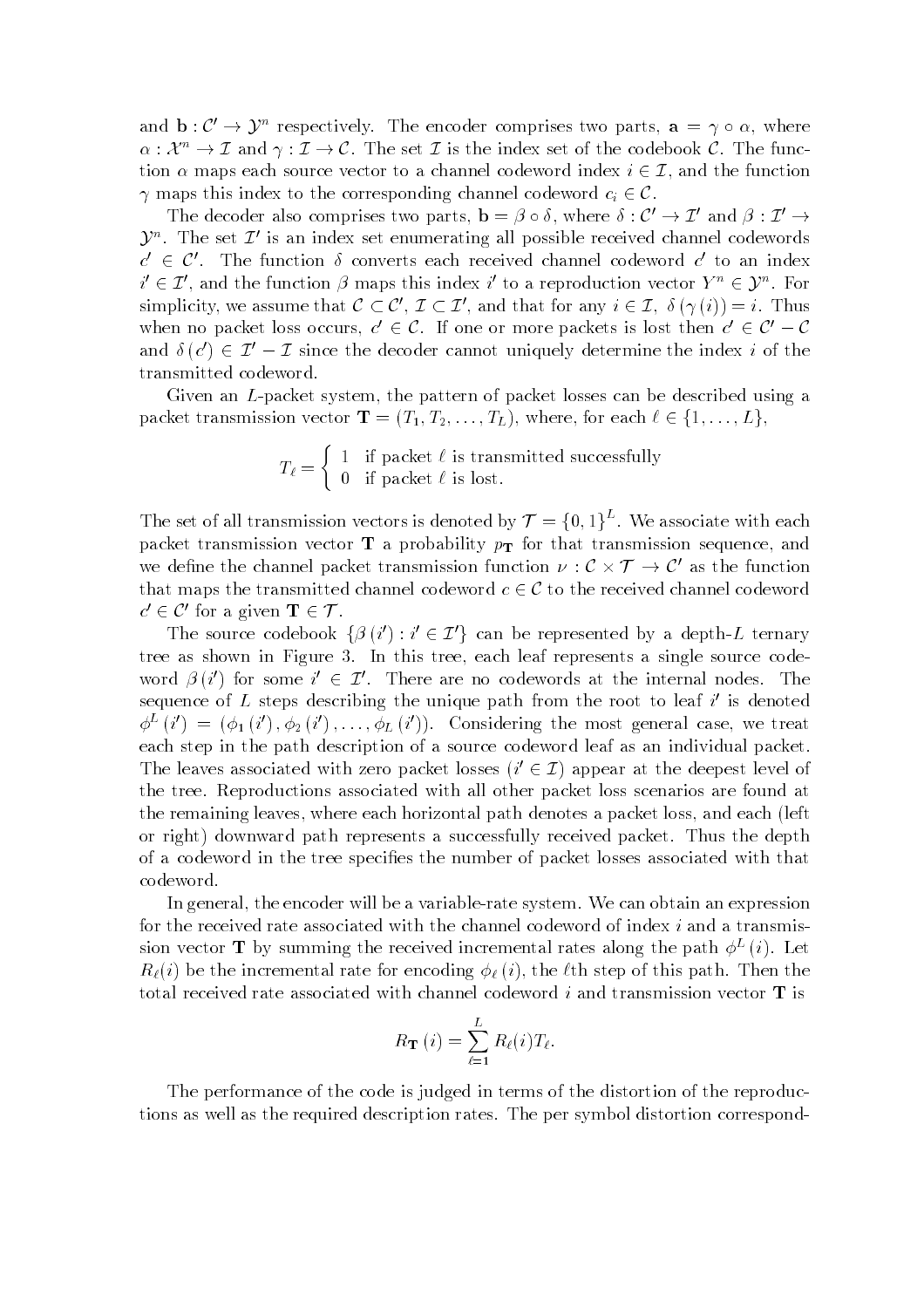and $\mathbf{b} : \mathcal{C}' \to \mathcal{Y}^n$ respectively. The encoder comprises two parts, $\mathbf{a} = \gamma \circ \alpha$, where $\alpha : \mathcal{X}^n \to \mathcal{I}$ and $\gamma : \mathcal{I} \to \mathcal{C}$. The set $\mathcal{I}$ is the index set of the codebook $\mathcal{C}$. The function $\alpha$ maps each source vector to a channel codeword index $i \in \mathcal{I}$, and the function $\gamma$ maps this index to the corresponding channel codeword $c_i \in \mathcal{C}$.

The decoder also comprises two parts, $\mathbf{b} = \beta \circ \delta$, where $\delta : \mathcal{C}' \to \mathcal{I}'$ and $\beta : \mathcal{I}' \to \mathcal{Y}^n$. The set $\mathcal{I}'$ is an index set enumerating all possible received channel codewords $c' \in \mathcal{C}'$. The function $\delta$ converts each received channel codeword $c'$ to an index $i' \in \mathcal{I}'$, and the function $\beta$ maps this index $i'$ to a reproduction vector $Y^n \in \mathcal{Y}^n$. For simplicity, we assume that $\mathcal{C} \subset \mathcal{C}'$, $\mathcal{I} \subset \mathcal{I}'$, and that for any $i \in \mathcal{I}$, $\delta(\gamma(i)) = i$. Thus when no packet loss occurs, $c' \in \mathcal{C}$. If one or more packets is lost then $c' \in \mathcal{C}' - \mathcal{C}$ and $\delta(c') \in \mathcal{I}' - \mathcal{I}$ since the decoder cannot uniquely determine the index $i$ of the transmitted codeword.

Given an $L$-packet system, the pattern of packet losses can be described using a packet transmission vector $\mathbf{T} = (T_1, T_2, \ldots, T_L)$, where, for each $\ell \in \{1, \ldots, L\}$,

$$T_\ell = \begin{cases} 1 & \text{if packet } \ell \text{ is transmitted successfully} \\ 0 & \text{if packet } \ell \text{ is lost.} \end{cases}$$

The set of all transmission vectors is denoted by $\mathcal{T} = \{0, 1\}^L$. We associate with each packet transmission vector $\mathbf{T}$ a probability $p_{\mathbf{T}}$ for that transmission sequence, and we define the channel packet transmission function $\nu : \mathcal{C} \times \mathcal{T} \to \mathcal{C}'$ as the function that maps the transmitted channel codeword $c \in \mathcal{C}$ to the received channel codeword $c' \in \mathcal{C}'$ for a given $\mathbf{T} \in \mathcal{T}$.

The source codebook $\{\beta(i') : i' \in \mathcal{I}'\}$ can be represented by a depth-$L$ ternary tree as shown in Figure 3. In this tree, each leaf represents a single source codeword $\beta(i')$ for some $i' \in \mathcal{I}'$. There are no codewords at the internal nodes. The sequence of $L$ steps describing the unique path from the root to leaf $i'$ is denoted $\phi^L(i') = (\phi_1(i'), \phi_2(i'), \ldots, \phi_L(i'))$. Considering the most general case, we treat each step in the path description of a source codeword leaf as an individual packet. The leaves associated with zero packet losses ($i' \in \mathcal{I}$) appear at the deepest level of the tree. Reproductions associated with all other packet loss scenarios are found at the remaining leaves, where each horizontal path denotes a packet loss, and each (left or right) downward path represents a successfully received packet. Thus the depth of a codeword in the tree specifies the number of packet losses associated with that codeword.

In general, the encoder will be a variable-rate system. We can obtain an expression for the received rate associated with the channel codeword of index $i$ and a transmission vector $\mathbf{T}$ by summing the received incremental rates along the path $\phi^L(i)$. Let $R_\ell(i)$ be the incremental rate for encoding $\phi_\ell(i)$, the $\ell$th step of this path. Then the total received rate associated with channel codeword $i$ and transmission vector $\mathbf{T}$ is

$$R_{\mathbf{T}}(i) = \sum_{\ell=1}^{L} R_\ell(i) T_\ell.$$

The performance of the code is judged in terms of the distortion of the reproductions as well as the required description rates. The per symbol distortion correspond-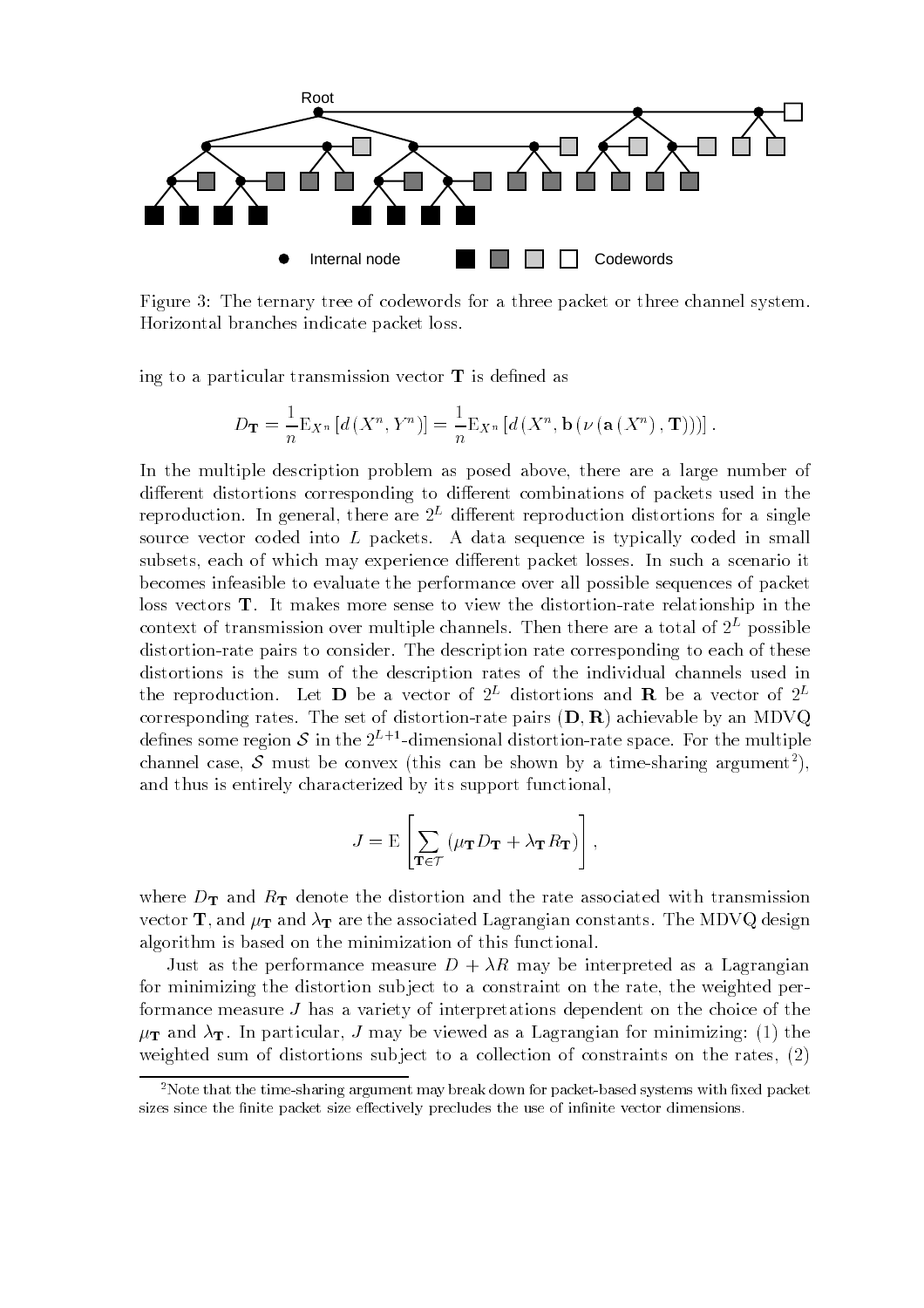Figure 3: The ternary tree of codewords for a three packet or three channel system. Horizontal branches indicate packet loss.

ing to a particular transmission vector $\mathbf{T}$ is defined as

$$D_{\mathbf{T}} = \frac{1}{n}\mathrm{E}_{X^n}\left[d\left(X^n, Y^n\right)\right] = \frac{1}{n}\mathrm{E}_{X^n}\left[d\left(X^n, \mathbf{b}\left(\nu\left(\mathbf{a}\left(X^n\right), \mathbf{T}\right)\right)\right)\right].$$

In the multiple description problem as posed above, there are a large number of different distortions corresponding to different combinations of packets used in the reproduction. In general, there are $2^L$ different reproduction distortions for a single source vector coded into $L$ packets. A data sequence is typically coded in small subsets, each of which may experience different packet losses. In such a scenario it becomes infeasible to evaluate the performance over all possible sequences of packet loss vectors $\mathbf{T}$. It makes more sense to view the distortion-rate relationship in the context of transmission over multiple channels. Then there are a total of $2^L$ possible distortion-rate pairs to consider. The description rate corresponding to each of these distortions is the sum of the description rates of the individual channels used in the reproduction. Let $\mathbf{D}$ be a vector of $2^L$ distortions and $\mathbf{R}$ be a vector of $2^L$ corresponding rates. The set of distortion-rate pairs $(\mathbf{D}, \mathbf{R})$ achievable by an MDVQ defines some region $\mathcal{S}$ in the $2^{L+1}$-dimensional distortion-rate space. For the multiple channel case, $\mathcal{S}$ must be convex (this can be shown by a time-sharing argument[2]), and thus is entirely characterized by its support functional,

$$J = \mathrm{E}\left[\sum_{\mathbf{T}\in\mathcal{T}}\left(\mu_{\mathbf{T}} D_{\mathbf{T}} + \lambda_{\mathbf{T}} R_{\mathbf{T}}\right)\right],$$

where $D_{\mathbf{T}}$ and $R_{\mathbf{T}}$ denote the distortion and the rate associated with transmission vector $\mathbf{T}$, and $\mu_{\mathbf{T}}$ and $\lambda_{\mathbf{T}}$ are the associated Lagrangian constants. The MDVQ design algorithm is based on the minimization of this functional.

Just as the performance measure $D + \lambda R$ may be interpreted as a Lagrangian for minimizing the distortion subject to a constraint on the rate, the weighted performance measure $J$ has a variety of interpretations dependent on the choice of the $\mu_{\mathbf{T}}$ and $\lambda_{\mathbf{T}}$. In particular, $J$ may be viewed as a Lagrangian for minimizing: (1) the weighted sum of distortions subject to a collection of constraints on the rates, (2)

[2] Note that the time-sharing argument may break down for packet-based systems with fixed packet sizes since the finite packet size effectively precludes the use of infinite vector dimensions.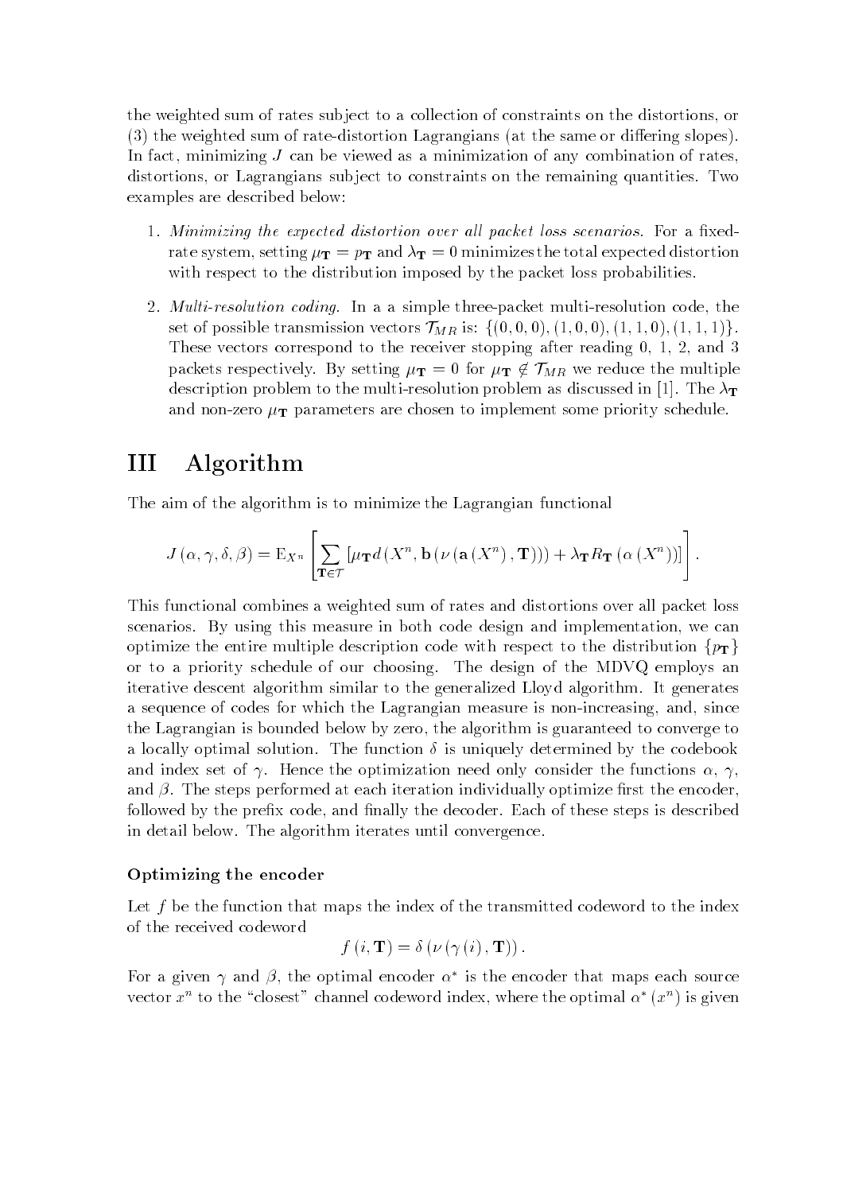the weighted sum of rates subject to a collection of constraints on the distortions, or (3) the weighted sum of rate-distortion Lagrangians (at the same or differing slopes). In fact, minimizing $J$ can be viewed as a minimization of any combination of rates, distortions, or Lagrangians subject to constraints on the remaining quantities. Two examples are described below:

1. *Minimizing the expected distortion over all packet loss scenarios.* For a fixed-rate system, setting $\mu_{\mathbf{T}} = p_{\mathbf{T}}$ and $\lambda_{\mathbf{T}} = 0$ minimizes the total expected distortion with respect to the distribution imposed by the packet loss probabilities.

2. *Multi-resolution coding.* In a a simple three-packet multi-resolution code, the set of possible transmission vectors $\mathcal{T}_{MR}$ is: $\{(0,0,0),(1,0,0),(1,1,0),(1,1,1)\}$. These vectors correspond to the receiver stopping after reading 0, 1, 2, and 3 packets respectively. By setting $\mu_{\mathbf{T}} = 0$ for $\mu_{\mathbf{T}} \notin \mathcal{T}_{MR}$ we reduce the multiple description problem to the multi-resolution problem as discussed in [1]. The $\lambda_{\mathbf{T}}$ and non-zero $\mu_{\mathbf{T}}$ parameters are chosen to implement some priority schedule.

# III Algorithm

The aim of the algorithm is to minimize the Lagrangian functional

$$J(\alpha, \gamma, \delta, \beta) = \mathrm{E}_{X^n}\left[\sum_{\mathbf{T}\in\mathcal{T}} \left[\mu_{\mathbf{T}} d\left(X^n, \mathbf{b}\left(\nu\left(\mathbf{a}\left(X^n\right), \mathbf{T}\right)\right)\right) + \lambda_{\mathbf{T}} R_{\mathbf{T}}\left(\alpha\left(X^n\right)\right)\right]\right].$$

This functional combines a weighted sum of rates and distortions over all packet loss scenarios. By using this measure in both code design and implementation, we can optimize the entire multiple description code with respect to the distribution $\{p_{\mathbf{T}}\}$ or to a priority schedule of our choosing. The design of the MDVQ employs an iterative descent algorithm similar to the generalized Lloyd algorithm. It generates a sequence of codes for which the Lagrangian measure is non-increasing, and, since the Lagrangian is bounded below by zero, the algorithm is guaranteed to converge to a locally optimal solution. The function $\delta$ is uniquely determined by the codebook and index set of $\gamma$. Hence the optimization need only consider the functions $\alpha$, $\gamma$, and $\beta$. The steps performed at each iteration individually optimize first the encoder, followed by the prefix code, and finally the decoder. Each of these steps is described in detail below. The algorithm iterates until convergence.

### Optimizing the encoder

Let $f$ be the function that maps the index of the transmitted codeword to the index of the received codeword

$$f(i, \mathbf{T}) = \delta\left(\nu\left(\gamma(i), \mathbf{T}\right)\right).$$

For a given $\gamma$ and $\beta$, the optimal encoder $\alpha^*$ is the encoder that maps each source vector $x^n$ to the "closest" channel codeword index, where the optimal $\alpha^*(x^n)$ is given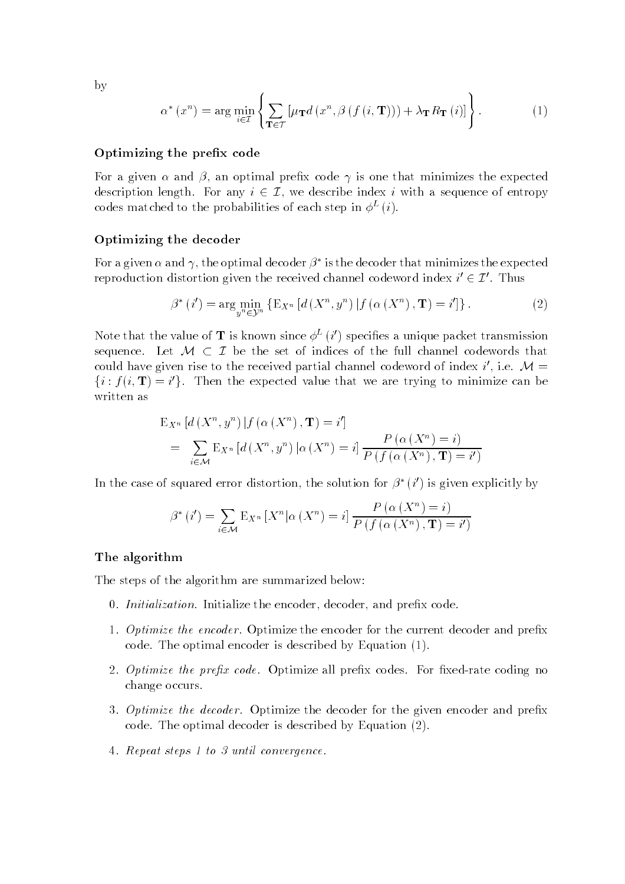by

$$\alpha^*(x^n) = \arg\min_{i \in \mathcal{I}} \left\{ \sum_{\mathbf{T} \in \mathcal{T}} \left[ \mu_{\mathbf{T}} d\left(x^n, \beta\left(f\left(i, \mathbf{T}\right)\right)\right) + \lambda_{\mathbf{T}} R_{\mathbf{T}}(i) \right] \right\}. \tag{1}$$

### Optimizing the prefix code

For a given $\alpha$ and $\beta$, an optimal prefix code $\gamma$ is one that minimizes the expected description length. For any $i \in \mathcal{I}$, we describe index $i$ with a sequence of entropy codes matched to the probabilities of each step in $\phi^L(i)$.

### Optimizing the decoder

For a given $\alpha$ and $\gamma$, the optimal decoder $\beta^*$ is the decoder that minimizes the expected reproduction distortion given the received channel codeword index $i' \in \mathcal{I}'$. Thus

$$\beta^*(i') = \arg\min_{y^n \in \mathcal{Y}^n} \left\{ \mathrm{E}_{X^n}\left[ d\left(X^n, y^n\right) | f\left(\alpha\left(X^n\right), \mathbf{T}\right) = i' \right] \right\}. \tag{2}$$

Note that the value of $\mathbf{T}$ is known since $\phi^L(i')$ specifies a unique packet transmission sequence. Let $\mathcal{M} \subset \mathcal{I}$ be the set of indices of the full channel codewords that could have given rise to the received partial channel codeword of index $i'$, i.e. $\mathcal{M} = \{i : f(i, \mathbf{T}) = i'\}$. Then the expected value that we are trying to minimize can be written as

$$\begin{aligned}
&\mathrm{E}_{X^n}\left[ d\left(X^n, y^n\right) | f\left(\alpha\left(X^n\right), \mathbf{T}\right) = i' \right] \\
&= \sum_{i \in \mathcal{M}} \mathrm{E}_{X^n}\left[ d\left(X^n, y^n\right) | \alpha\left(X^n\right) = i \right] \frac{P\left(\alpha\left(X^n\right) = i\right)}{P\left(f\left(\alpha\left(X^n\right), \mathbf{T}\right) = i'\right)}
\end{aligned}$$

In the case of squared error distortion, the solution for $\beta^*(i')$ is given explicitly by

$$\beta^*(i') = \sum_{i \in \mathcal{M}} \mathrm{E}_{X^n}\left[ X^n | \alpha\left(X^n\right) = i \right] \frac{P\left(\alpha\left(X^n\right) = i\right)}{P\left(f\left(\alpha\left(X^n\right), \mathbf{T}\right) = i'\right)}$$

### The algorithm

The steps of the algorithm are summarized below:

0. *Initialization.* Initialize the encoder, decoder, and prefix code.
1. *Optimize the encoder.* Optimize the encoder for the current decoder and prefix code. The optimal encoder is described by Equation (1).
2. *Optimize the prefix code.* Optimize all prefix codes. For fixed-rate coding no change occurs.
3. *Optimize the decoder.* Optimize the decoder for the given encoder and prefix code. The optimal decoder is described by Equation (2).
4. *Repeat steps 1 to 3 until convergence.*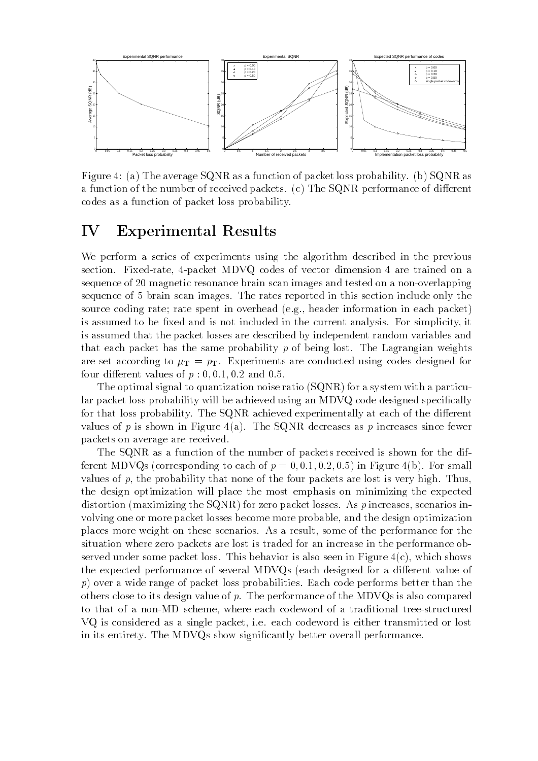Figure 4: (a) The average SQNR as a function of packet loss probability. (b) SQNR as a function of the number of received packets. (c) The SQNR performance of different codes as a function of packet loss probability.

# IV Experimental Results

We perform a series of experiments using the algorithm described in the previous section. Fixed-rate, 4-packet MDVQ codes of vector dimension 4 are trained on a sequence of 20 magnetic resonance brain scan images and tested on a non-overlapping sequence of 5 brain scan images. The rates reported in this section include only the source coding rate; rate spent in overhead (e.g., header information in each packet) is assumed to be fixed and is not included in the current analysis. For simplicity, it is assumed that the packet losses are described by independent random variables and that each packet has the same probability $p$ of being lost. The Lagrangian weights are set according to $\mu_{\mathbf{T}} = p_{\mathbf{T}}$. Experiments are conducted using codes designed for four different values of $p$ : 0, 0.1, 0.2 and 0.5.

The optimal signal to quantization noise ratio (SQNR) for a system with a particular packet loss probability will be achieved using an MDVQ code designed specifically for that loss probability. The SQNR achieved experimentally at each of the different values of $p$ is shown in Figure 4(a). The SQNR decreases as $p$ increases since fewer packets on average are received.

The SQNR as a function of the number of packets received is shown for the different MDVQs (corresponding to each of $p = 0, 0.1, 0.2, 0.5$) in Figure 4(b). For small values of $p$, the probability that none of the four packets are lost is very high. Thus, the design optimization will place the most emphasis on minimizing the expected distortion (maximizing the SQNR) for zero packet losses. As $p$ increases, scenarios involving one or more packet losses become more probable, and the design optimization places more weight on these scenarios. As a result, some of the performance for the situation where zero packets are lost is traded for an increase in the performance observed under some packet loss. This behavior is also seen in Figure 4(c), which shows the expected performance of several MDVQs (each designed for a different value of $p$) over a wide range of packet loss probabilities. Each code performs better than the others close to its design value of $p$. The performance of the MDVQs is also compared to that of a non-MD scheme, where each codeword of a traditional tree-structured VQ is considered as a single packet, i.e. each codeword is either transmitted or lost in its entirety. The MDVQs show significantly better overall performance.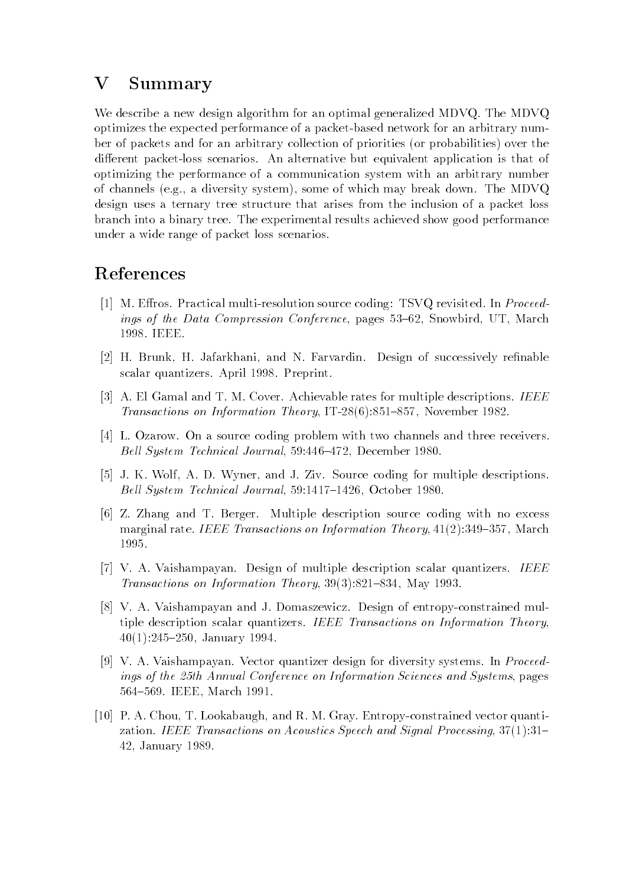# V Summary

We describe a new design algorithm for an optimal generalized MDVQ. The MDVQ optimizes the expected performance of a packet-based network for an arbitrary number of packets and for an arbitrary collection of priorities (or probabilities) over the different packet-loss scenarios. An alternative but equivalent application is that of optimizing the performance of a communication system with an arbitrary number of channels (e.g., a diversity system), some of which may break down. The MDVQ design uses a ternary tree structure that arises from the inclusion of a packet loss branch into a binary tree. The experimental results achieved show good performance under a wide range of packet loss scenarios.

# References

[1] M. Effros. Practical multi-resolution source coding: TSVQ revisited. In *Proceedings of the Data Compression Conference*, pages 53–62, Snowbird, UT, March 1998. IEEE.

[2] H. Brunk, H. Jafarkhani, and N. Farvardin. Design of successively refinable scalar quantizers. April 1998. Preprint.

[3] A. El Gamal and T. M. Cover. Achievable rates for multiple descriptions. *IEEE Transactions on Information Theory*, IT-28(6):851–857, November 1982.

[4] L. Ozarow. On a source coding problem with two channels and three receivers. *Bell System Technical Journal*, 59:446–472, December 1980.

[5] J. K. Wolf, A. D. Wyner, and J. Ziv. Source coding for multiple descriptions. *Bell System Technical Journal*, 59:1417–1426, October 1980.

[6] Z. Zhang and T. Berger. Multiple description source coding with no excess marginal rate. *IEEE Transactions on Information Theory*, 41(2):349–357, March 1995.

[7] V. A. Vaishampayan. Design of multiple description scalar quantizers. *IEEE Transactions on Information Theory*, 39(3):821–834, May 1993.

[8] V. A. Vaishampayan and J. Domaszewicz. Design of entropy-constrained multiple description scalar quantizers. *IEEE Transactions on Information Theory*, 40(1):245–250, January 1994.

[9] V. A. Vaishampayan. Vector quantizer design for diversity systems. In *Proceedings of the 25th Annual Conference on Information Sciences and Systems*, pages 564–569. IEEE, March 1991.

[10] P. A. Chou, T. Lookabaugh, and R. M. Gray. Entropy-constrained vector quantization. *IEEE Transactions on Acoustics Speech and Signal Processing*, 37(1):31–42, January 1989.